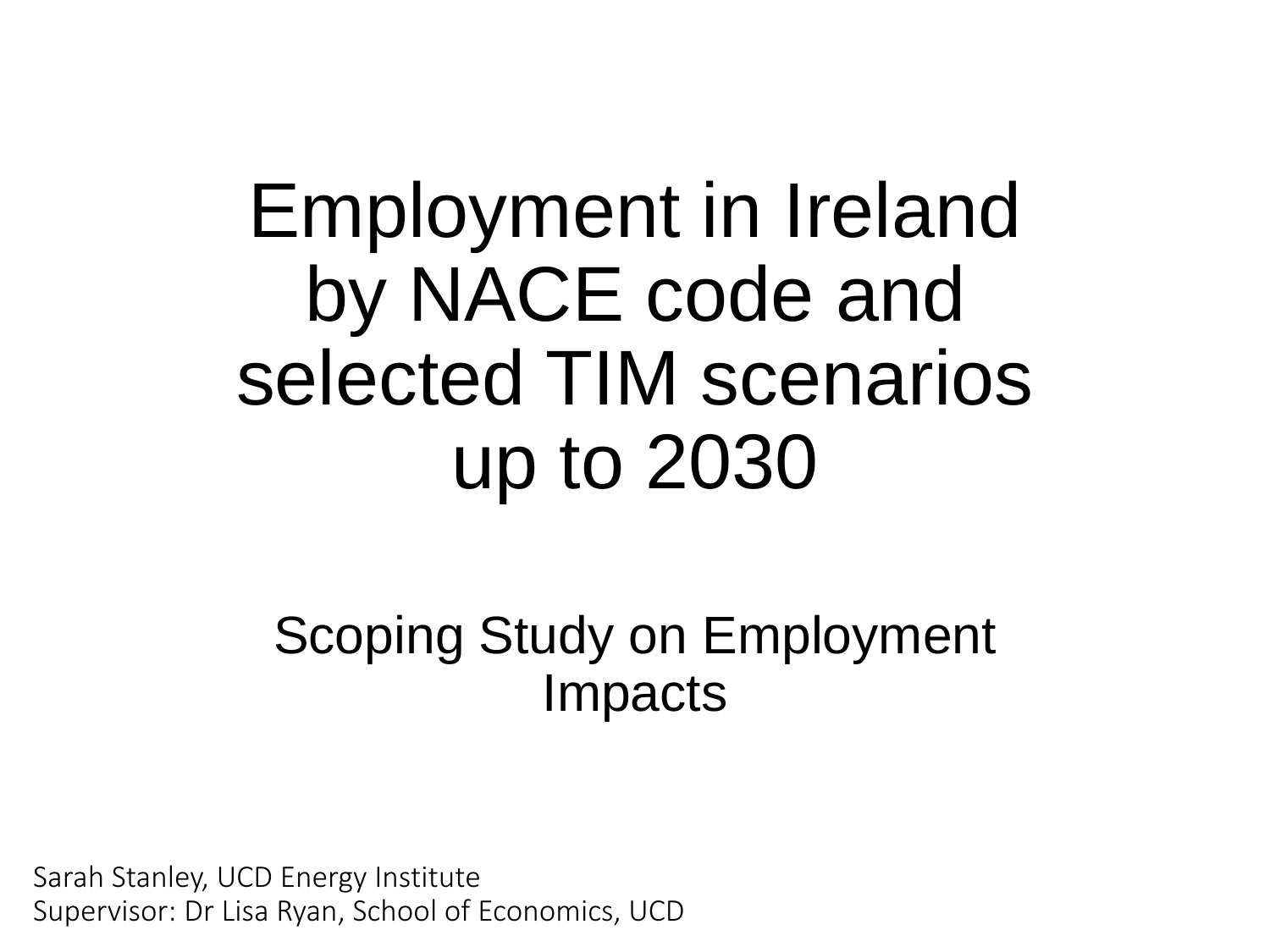# Employment in Ireland by NACE code and selected TIM scenarios up to 2030

## Scoping Study on Employment Impacts

Sarah Stanley, UCD Energy Institute
Supervisor: Dr Lisa Ryan, School of Economics, UCD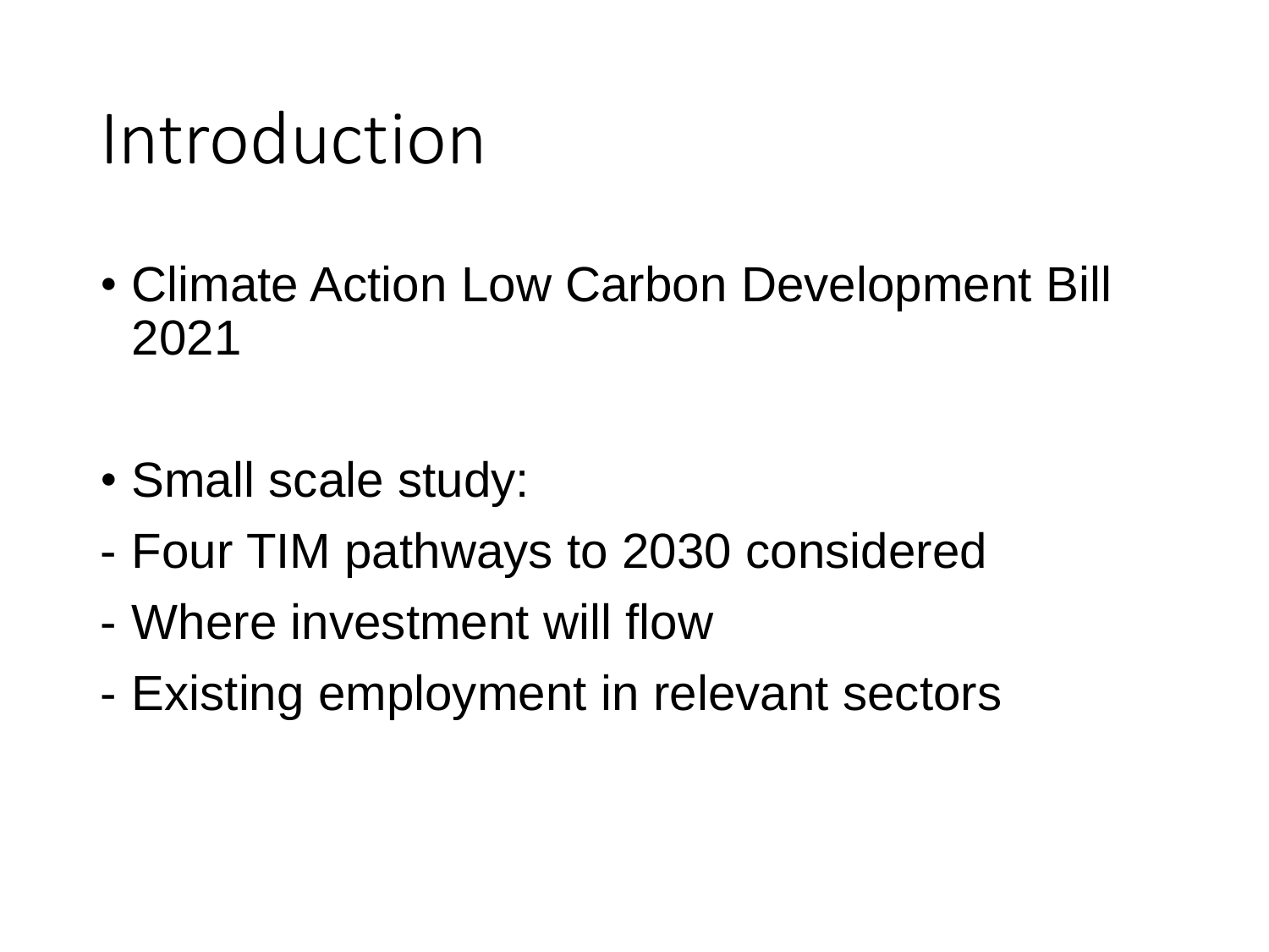# Introduction

- Climate Action Low Carbon Development Bill 2021

- Small scale study:

- Four TIM pathways to 2030 considered
- Where investment will flow
- Existing employment in relevant sectors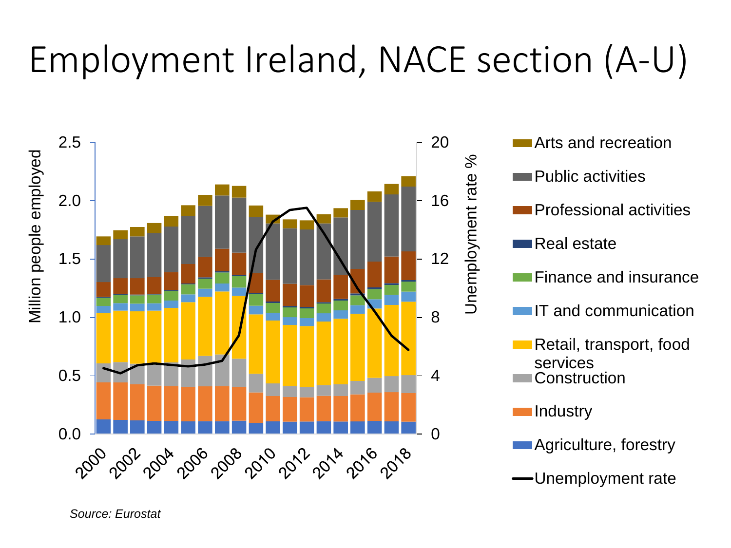# Employment Ireland, NACE section (A-U)

*Source: Eurostat*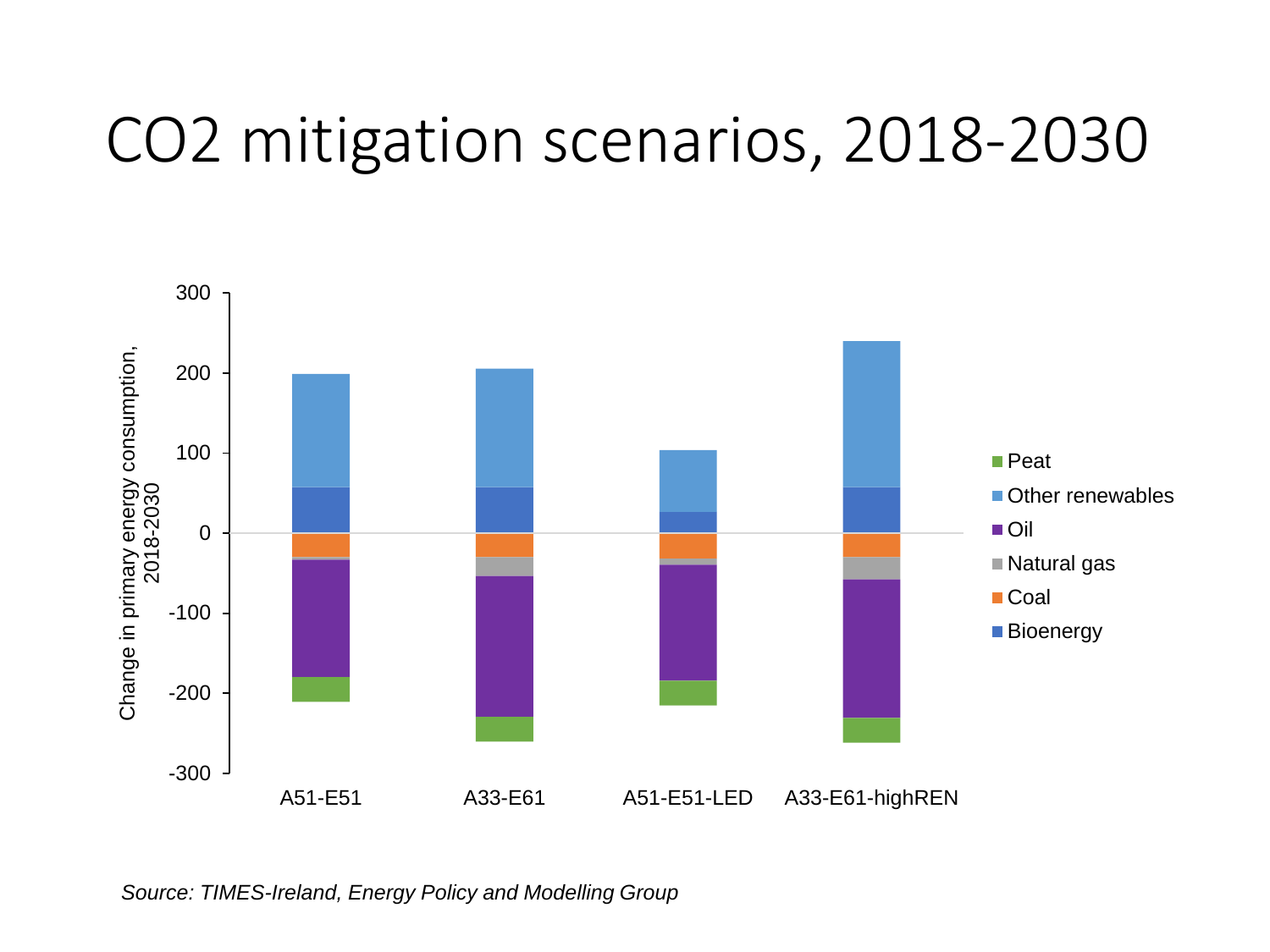# $CO_2$ mitigation scenarios, 2018-2030

*Source: TIMES-Ireland, Energy Policy and Modelling Group*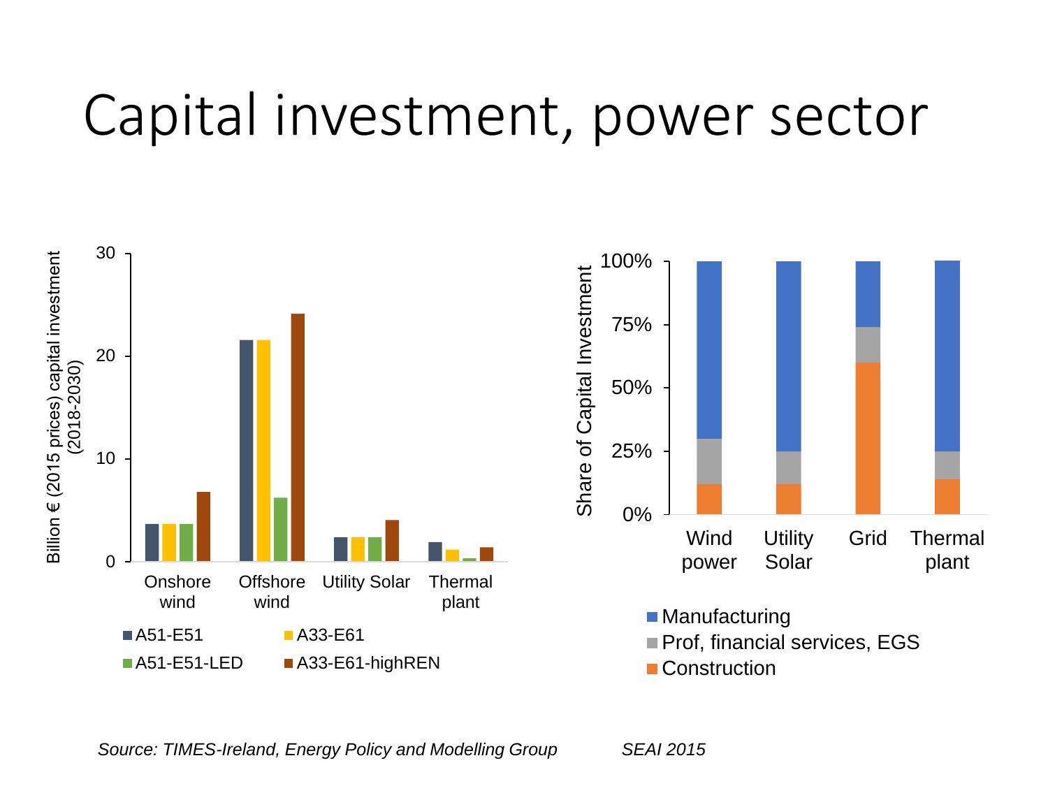# Capital investment, power sector

Billion € (2015 prices) capital investment (2018-2030)

30
20
10
0

Onshore wind | Offshore wind | Utility Solar | Thermal plant

A51-E51 | A33-E61 | A51-E51-LED | A33-E61-highREN

Share of Capital Investment

100%
75%
50%
25%
0%

Wind power | Utility Solar | Grid | Thermal plant

Manufacturing
Prof, financial services, EGS
Construction

*Source: TIMES-Ireland, Energy Policy and Modelling Group* *SEAI 2015*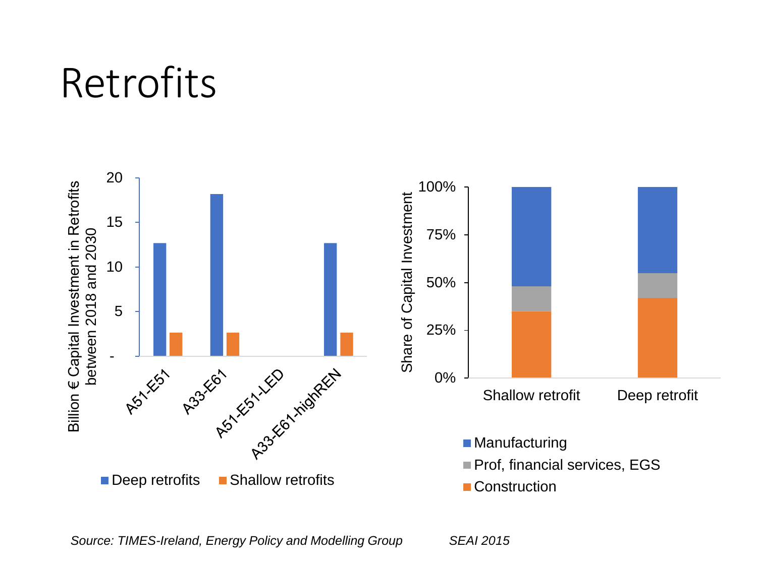# Retrofits

Billion € Capital Investment in Retrofits between 2018 and 2030

| Scenario | Deep retrofits | Shallow retrofits |
| --- | --- | --- |
| A51-E51 | 12.7 | 2.6 |
| A33-E61 | 18.2 | 2.6 |
| A51-E51-LED | | |
| A33-E61-highREN | 12.7 | 2.6 |

Share of Capital Investment

| | Shallow retrofit | Deep retrofit |
| --- | --- | --- |
| Manufacturing | 52% | 45% |
| Prof, financial services, EGS | 13% | 13% |
| Construction | 35% | 42% |

*Source: TIMES-Ireland, Energy Policy and Modelling Group*

*SEAI 2015*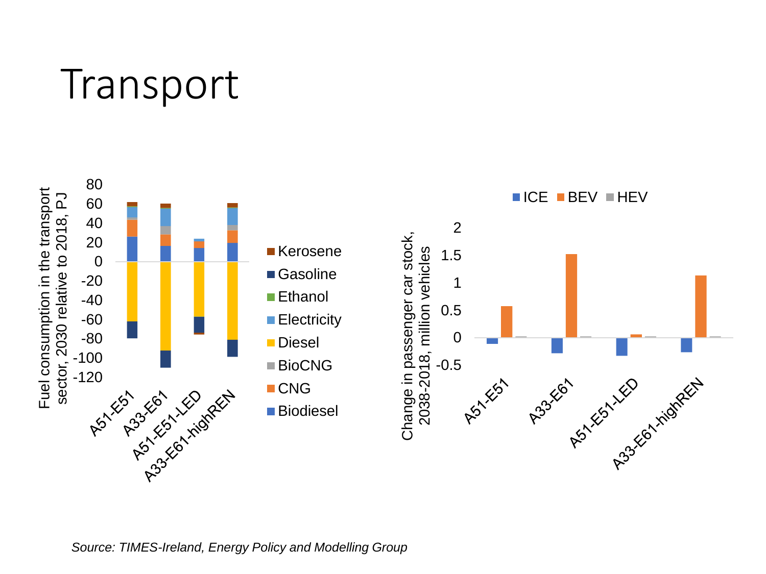# Transport

Fuel consumption in the transport sector, 2030 relative to 2018, PJ

Legend: Kerosene, Gasoline, Ethanol, Electricity, Diesel, BioCNG, CNG, Biodiesel

Scenarios: A51-E51, A33-E61, A51-E51-LED, A33-E61-highREN

Change in passenger car stock, 2038-2018, million vehicles

Legend: ICE, BEV, HEV

Scenarios: A51-E51, A33-E61, A51-E51-LED, A33-E61-highREN

*Source: TIMES-Ireland, Energy Policy and Modelling Group*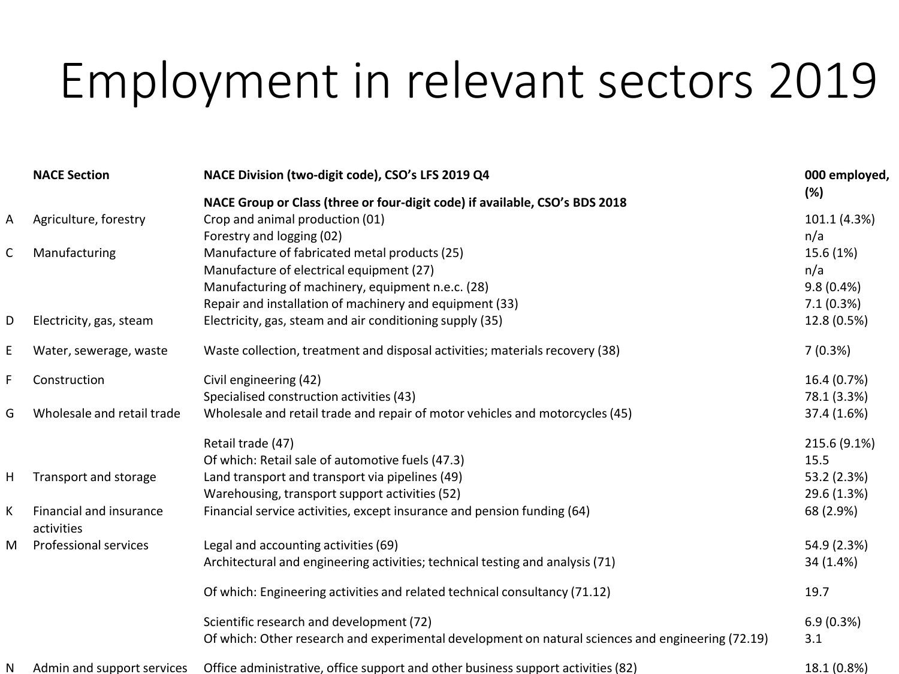# Employment in relevant sectors 2019

| | NACE Section | NACE Division (two-digit code), CSO's LFS 2019 Q4<br>NACE Group or Class (three or four-digit code) if available, CSO's BDS 2018 | 000 employed, (%) |
|---|---|---|---|
| A | Agriculture, forestry | Crop and animal production (01) | 101.1 (4.3%) |
| | | Forestry and logging (02) | n/a |
| C | Manufacturing | Manufacture of fabricated metal products (25) | 15.6 (1%) |
| | | Manufacture of electrical equipment (27) | n/a |
| | | Manufacturing of machinery, equipment n.e.c. (28) | 9.8 (0.4%) |
| | | Repair and installation of machinery and equipment (33) | 7.1 (0.3%) |
| D | Electricity, gas, steam | Electricity, gas, steam and air conditioning supply (35) | 12.8 (0.5%) |
| E | Water, sewerage, waste | Waste collection, treatment and disposal activities; materials recovery (38) | 7 (0.3%) |
| F | Construction | Civil engineering (42) | 16.4 (0.7%) |
| | | Specialised construction activities (43) | 78.1 (3.3%) |
| G | Wholesale and retail trade | Wholesale and retail trade and repair of motor vehicles and motorcycles (45) | 37.4 (1.6%) |
| | | Retail trade (47) | 215.6 (9.1%) |
| | | Of which: Retail sale of automotive fuels (47.3) | 15.5 |
| H | Transport and storage | Land transport and transport via pipelines (49) | 53.2 (2.3%) |
| | | Warehousing, transport support activities (52) | 29.6 (1.3%) |
| K | Financial and insurance activities | Financial service activities, except insurance and pension funding (64) | 68 (2.9%) |
| M | Professional services | Legal and accounting activities (69) | 54.9 (2.3%) |
| | | Architectural and engineering activities; technical testing and analysis (71) | 34 (1.4%) |
| | | Of which: Engineering activities and related technical consultancy (71.12) | 19.7 |
| | | Scientific research and development (72) | 6.9 (0.3%) |
| | | Of which: Other research and experimental development on natural sciences and engineering (72.19) | 3.1 |
| N | Admin and support services | Office administrative, office support and other business support activities (82) | 18.1 (0.8%) |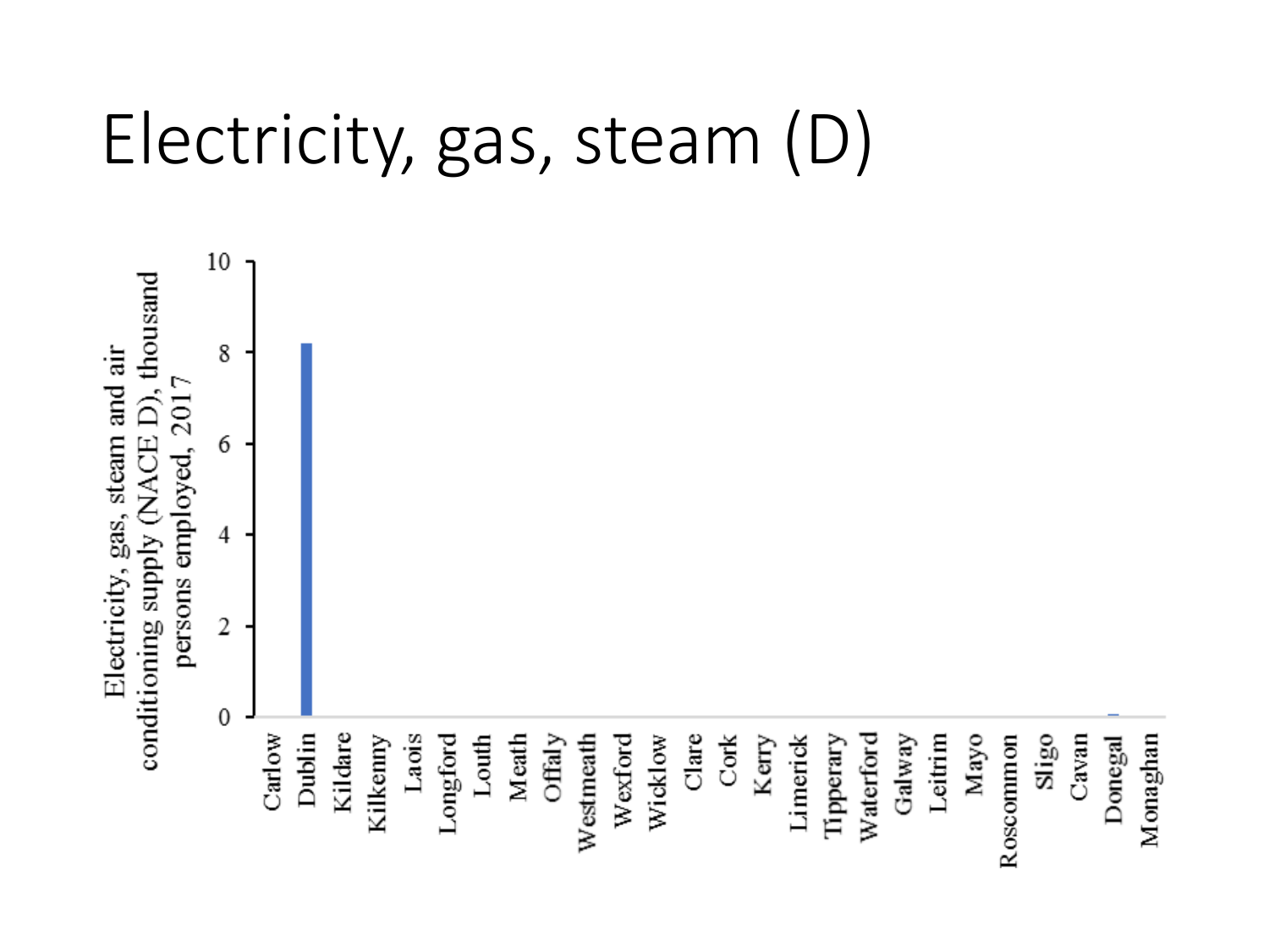# Electricity, gas, steam (D)

Electricity, gas, steam and air conditioning supply (NACE D), thousand persons employed, 2017

| County | Value |
|---|---|
| Carlow | |
| Dublin | 8.2 |
| Kildare | |
| Kilkenny | |
| Laois | |
| Longford | |
| Louth | |
| Meath | |
| Offaly | |
| Westmeath | |
| Wexford | |
| Wicklow | |
| Clare | |
| Cork | |
| Kerry | |
| Limerick | |
| Tipperary | |
| Waterford | |
| Galway | |
| Leitrim | |
| Mayo | |
| Roscommon | |
| Sligo | |
| Cavan | |
| Donegal | ~0.05 |
| Monaghan | |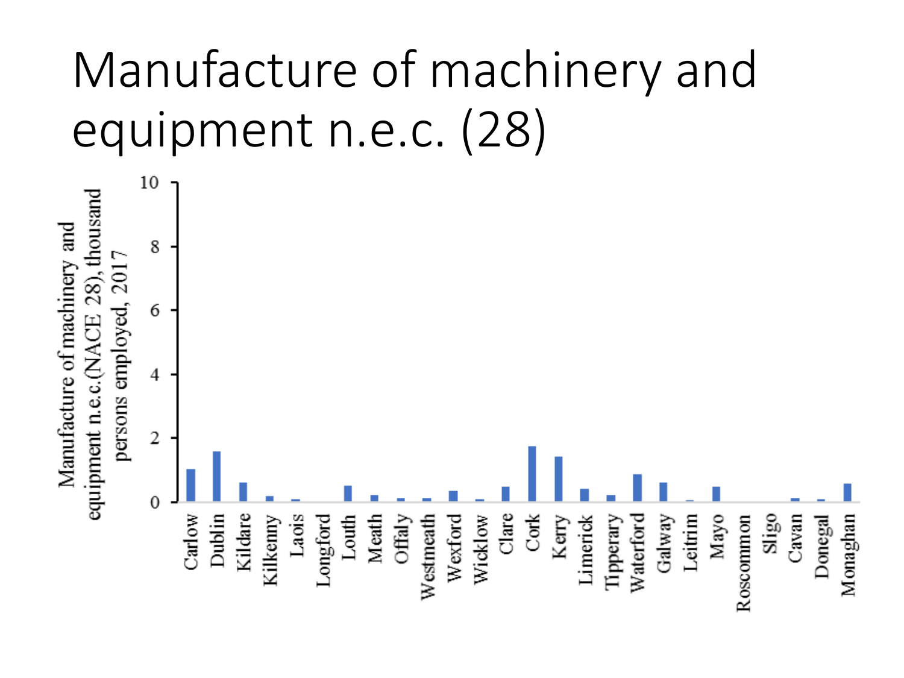# Manufacture of machinery and equipment n.e.c. (28)

Manufacture of machinery and equipment n.e.c.(NACE 28), thousand persons employed, 2017

| County | |
|---|---|
| Carlow | |
| Dublin | |
| Kildare | |
| Kilkenny | |
| Laois | |
| Longford | |
| Louth | |
| Meath | |
| Offaly | |
| Westmeath | |
| Wexford | |
| Wicklow | |
| Clare | |
| Cork | |
| Kerry | |
| Limerick | |
| Tipperary | |
| Waterford | |
| Galway | |
| Leitrim | |
| Mayo | |
| Roscommon | |
| Sligo | |
| Cavan | |
| Donegal | |
| Monaghan | |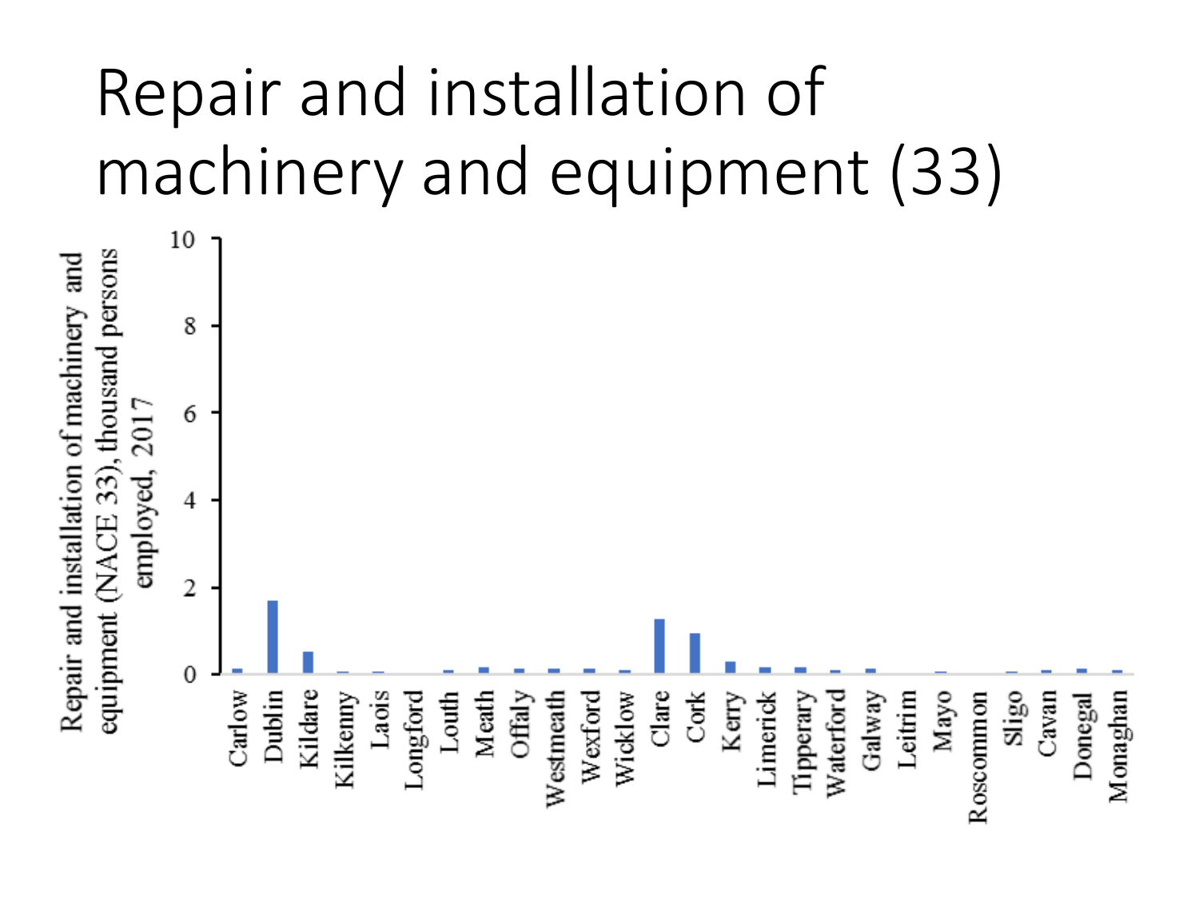# Repair and installation of machinery and equipment (33)

Repair and installation of machinery and equipment (NACE 33), thousand persons employed, 2017

| County | Value |
|---|---|
| Carlow | |
| Dublin | |
| Kildare | |
| Kilkenny | |
| Laois | |
| Longford | |
| Louth | |
| Meath | |
| Offaly | |
| Westmeath | |
| Wexford | |
| Wicklow | |
| Clare | |
| Cork | |
| Kerry | |
| Limerick | |
| Tipperary | |
| Waterford | |
| Galway | |
| Leitrim | |
| Mayo | |
| Roscommon | |
| Sligo | |
| Cavan | |
| Donegal | |
| Monaghan | |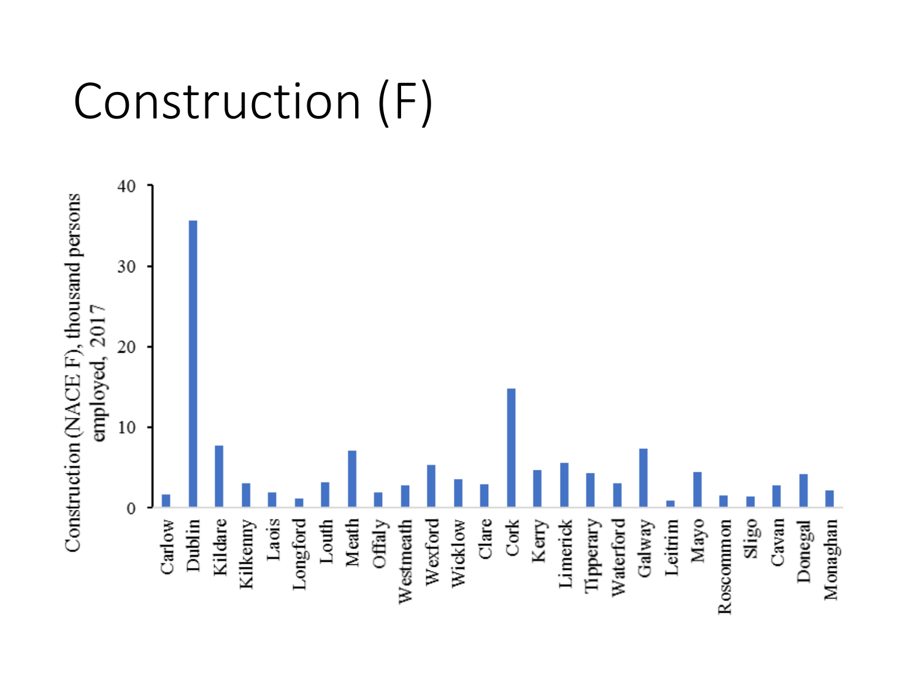# Construction (F)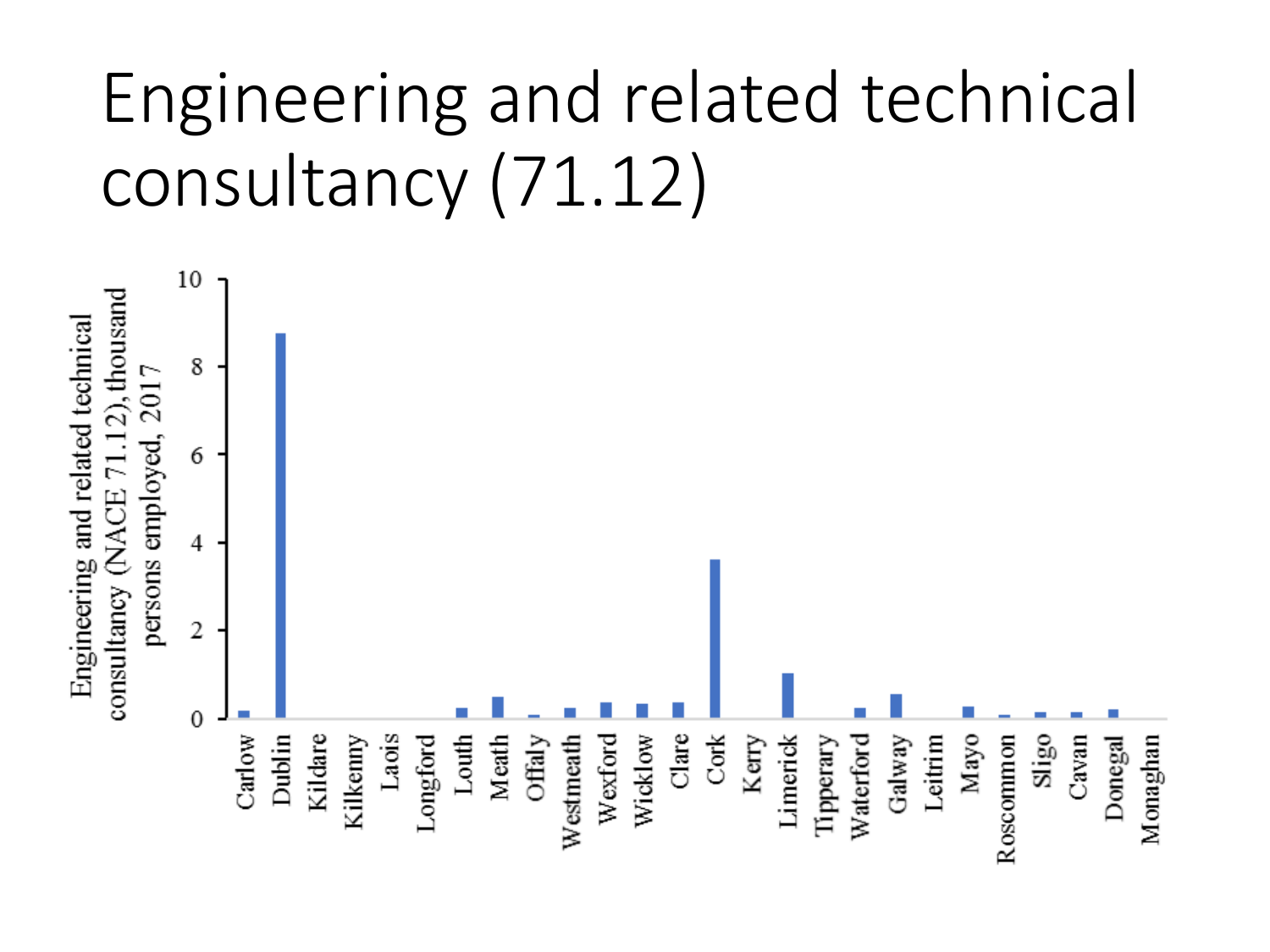# Engineering and related technical consultancy (71.12)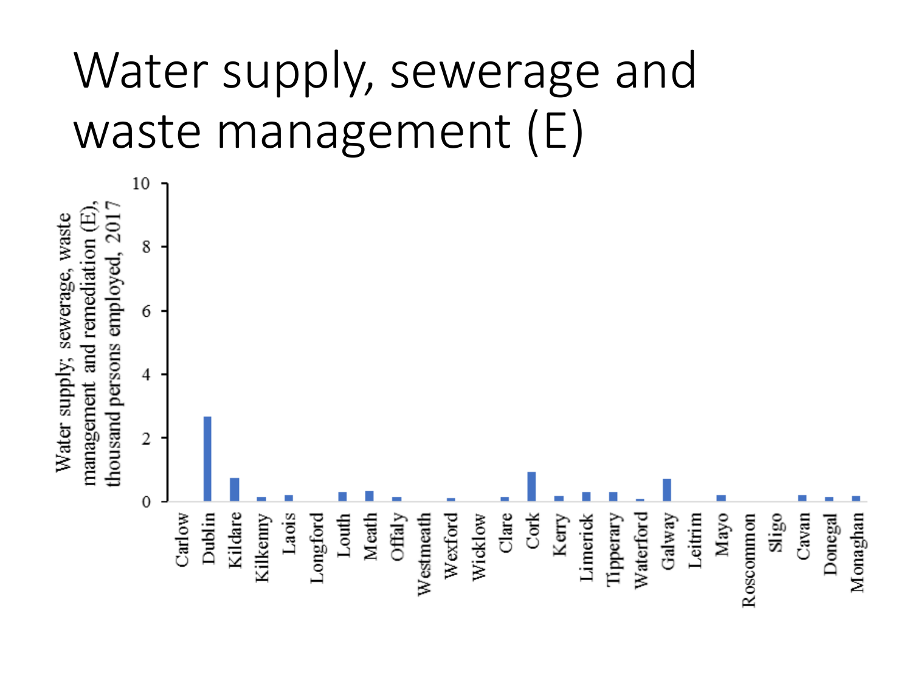# Water supply, sewerage and waste management (E)

Water supply, sewerage, waste management and remediation (E), thousand persons employed, 2017

10
8
6
4
2
0

Carlow Dublin Kildare Kilkenny Laois Longford Louth Meath Offaly Westmeath Wexford Wicklow Clare Cork Kerry Limerick Tipperary Waterford Galway Leitrim Mayo Roscommon Sligo Cavan Donegal Monaghan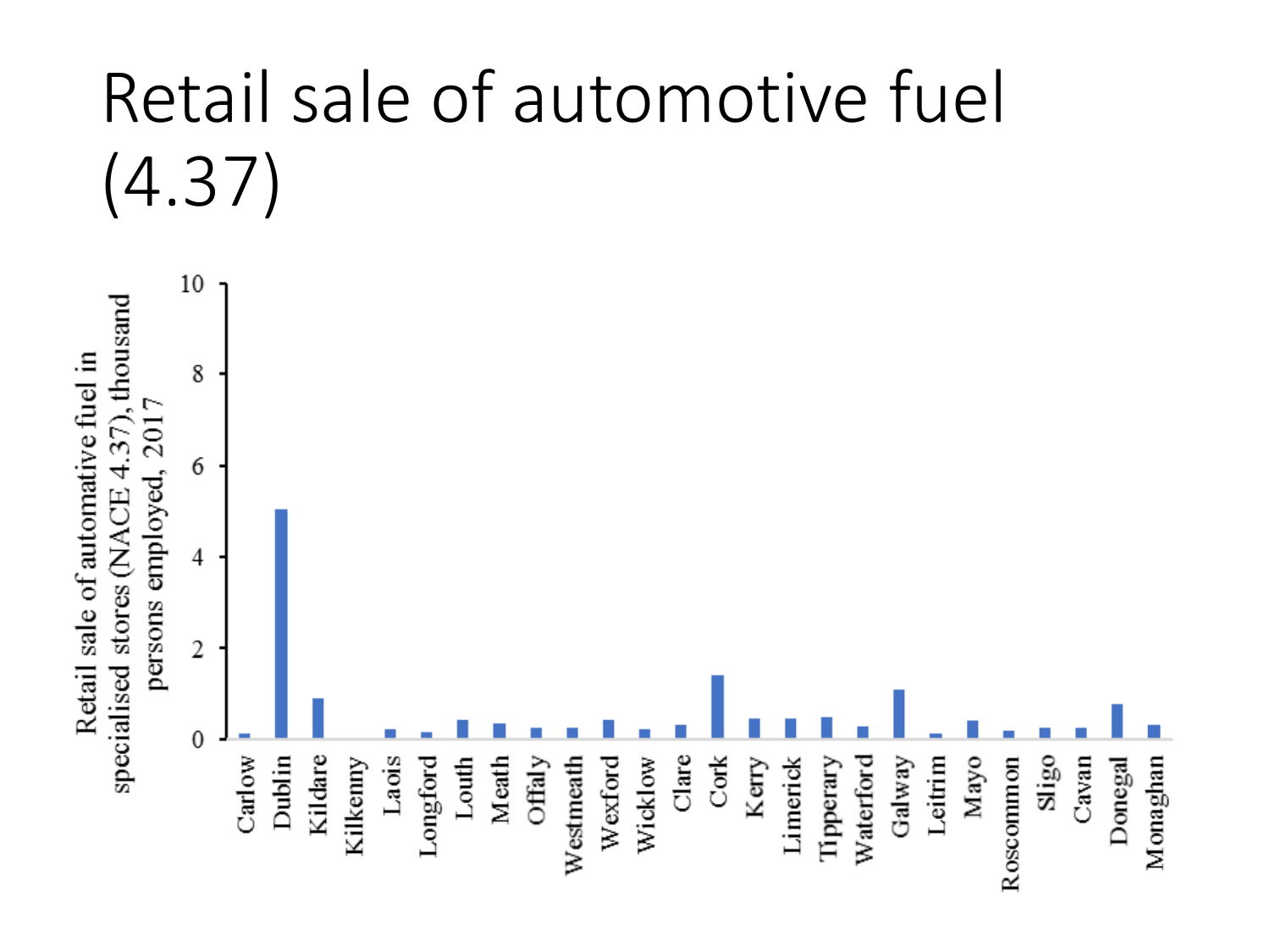# Retail sale of automotive fuel (4.37)

Retail sale of automotive fuel in specialised stores (NACE 4.37), thousand persons employed, 2017

| County | Thousand persons employed (approx.) |
|---|---|
| Carlow | 0.1 |
| Dublin | 5.0 |
| Kildare | 0.9 |
| Kilkenny | 0 |
| Laois | 0.2 |
| Longford | 0.15 |
| Louth | 0.4 |
| Meath | 0.35 |
| Offaly | 0.25 |
| Westmeath | 0.25 |
| Wexford | 0.4 |
| Wicklow | 0.2 |
| Clare | 0.3 |
| Cork | 1.4 |
| Kerry | 0.45 |
| Limerick | 0.45 |
| Tipperary | 0.5 |
| Waterford | 0.3 |
| Galway | 1.1 |
| Leitrim | 0.1 |
| Mayo | 0.4 |
| Roscommon | 0.2 |
| Sligo | 0.25 |
| Cavan | 0.25 |
| Donegal | 0.75 |
| Monaghan | 0.3 |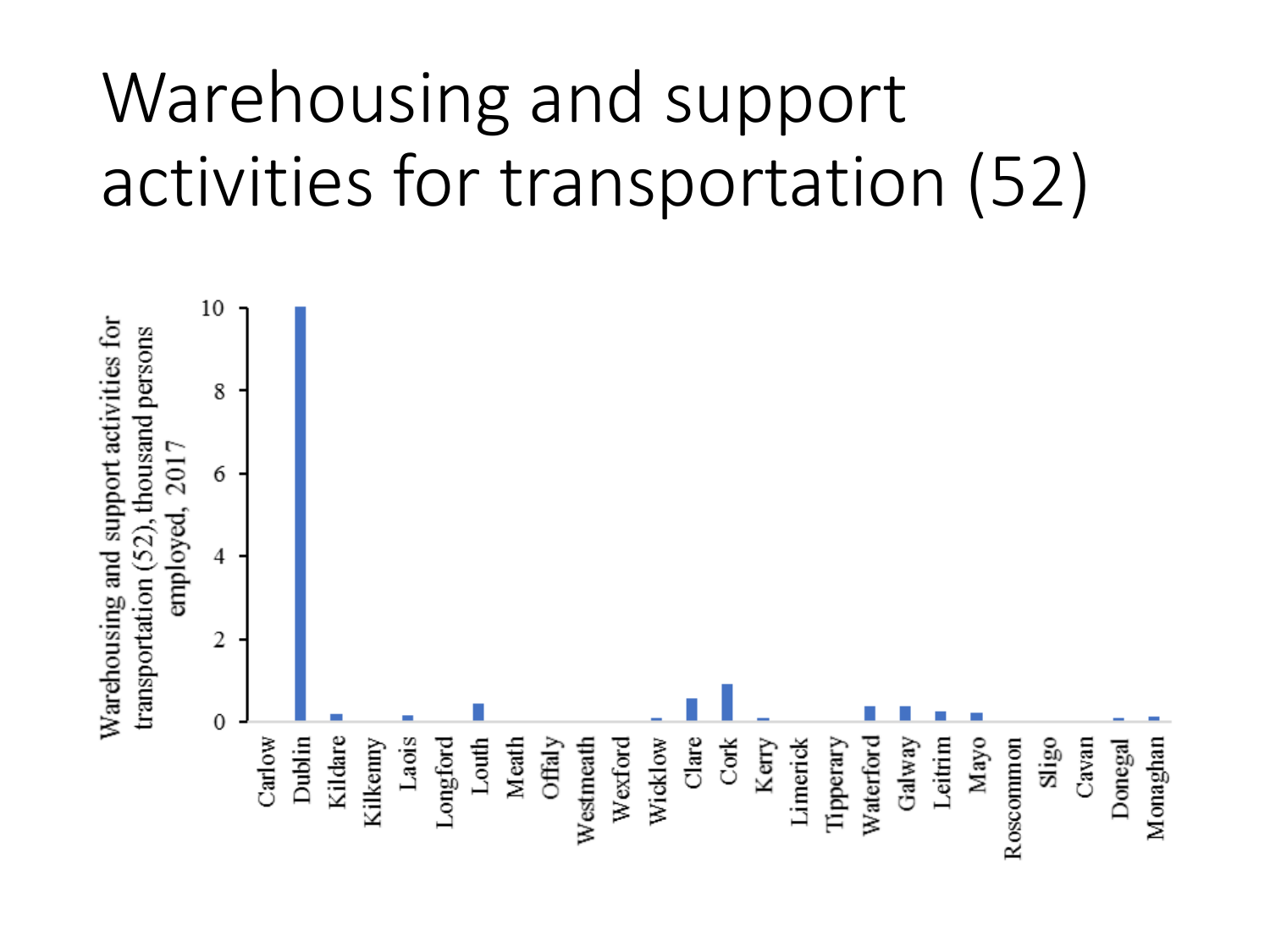# Warehousing and support activities for transportation (52)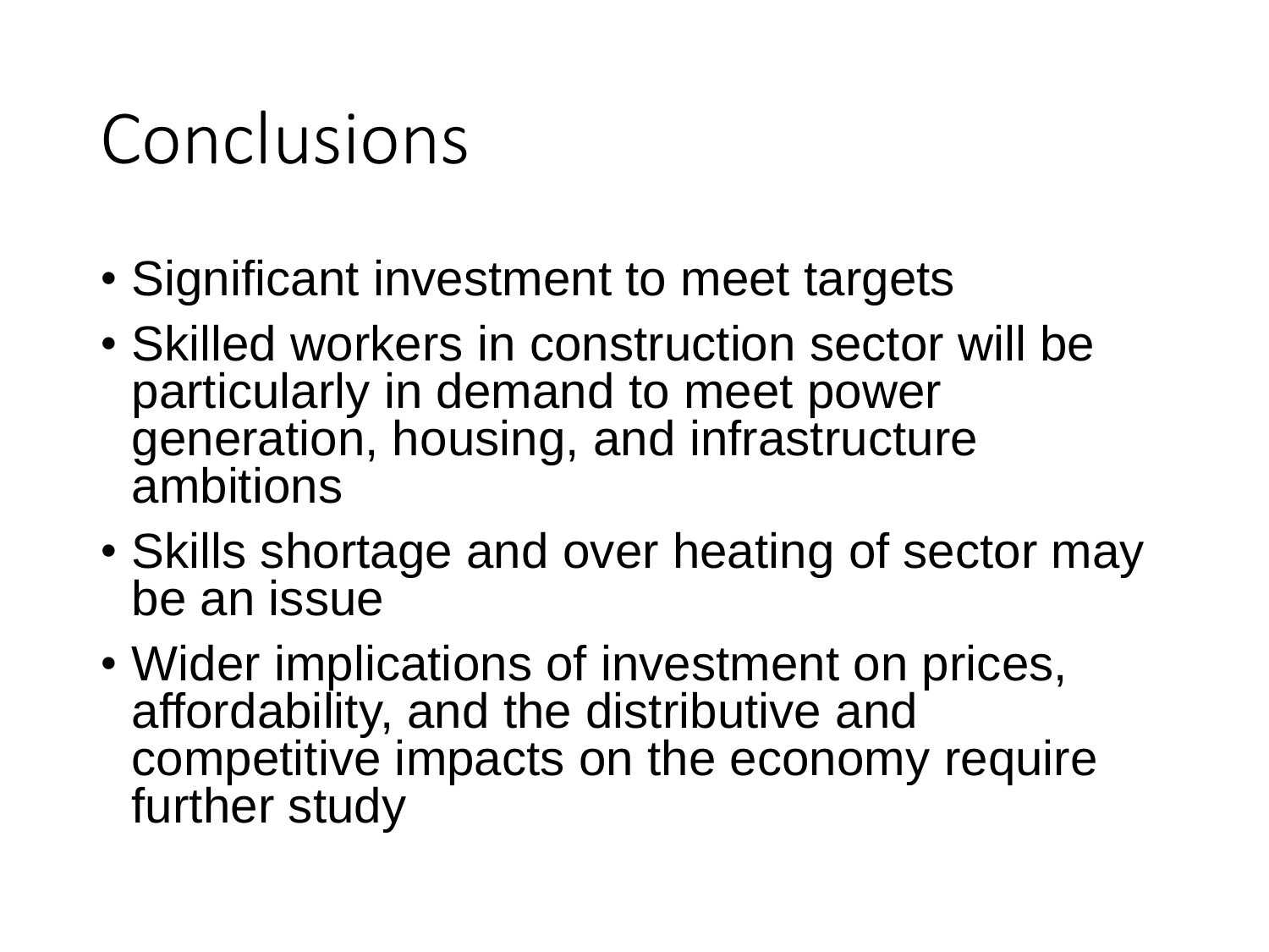# Conclusions

- Significant investment to meet targets
- Skilled workers in construction sector will be particularly in demand to meet power generation, housing, and infrastructure ambitions
- Skills shortage and over heating of sector may be an issue
- Wider implications of investment on prices, affordability, and the distributive and competitive impacts on the economy require further study